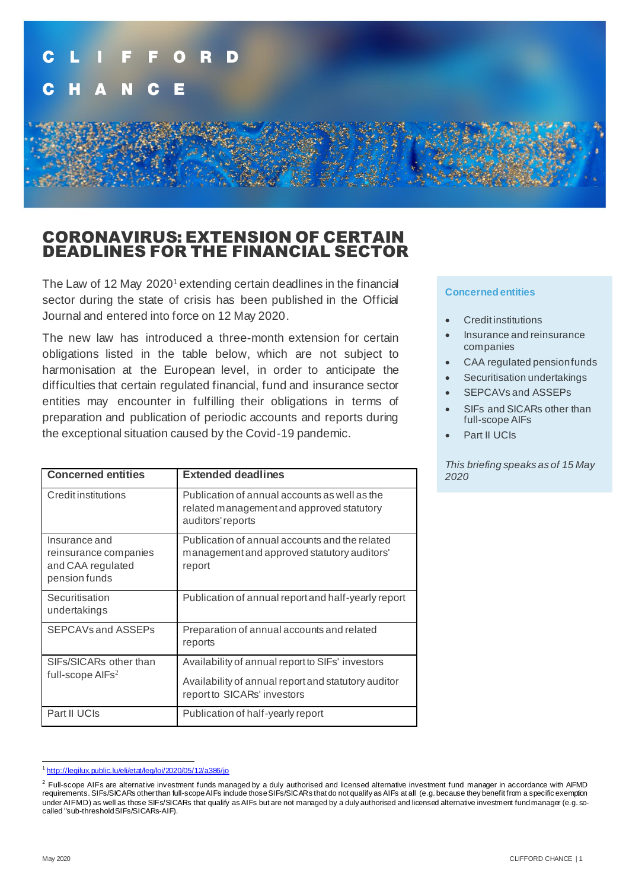CLIFFORD CHANCE

# CORONAVIRUS: EXTENSION OF CERTAIN DEADLINES FOR THE FINANCIAL SECTOR

The Law of 12 May 2020[1] extending certain deadlines in the financial sector during the state of crisis has been published in the Official Journal and entered into force on 12 May 2020.

The new law has introduced a three-month extension for certain obligations listed in the table below, which are not subject to harmonisation at the European level, in order to anticipate the difficulties that certain regulated financial, fund and insurance sector entities may encounter in fulfilling their obligations in terms of preparation and publication of periodic accounts and reports during the exceptional situation caused by the Covid-19 pandemic.

| Concerned entities | Extended deadlines |
|---|---|
| Credit institutions | Publication of annual accounts as well as the related management and approved statutory auditors' reports |
| Insurance and reinsurance companies and CAA regulated pension funds | Publication of annual accounts and the related management and approved statutory auditors' report |
| Securitisation undertakings | Publication of annual report and half-yearly report |
| SEPCAVs and ASSEPs | Preparation of annual accounts and related reports |
| SIFs/SICARs other than full-scope AIFs[2] | Availability of annual report to SIFs' investors<br>Availability of annual report and statutory auditor report to SICARs' investors |
| Part II UCIs | Publication of half-yearly report |

**Concerned entities**

- Credit institutions
- Insurance and reinsurance companies
- CAA regulated pension funds
- Securitisation undertakings
- SEPCAVs and ASSEPs
- SIFs and SICARs other than full-scope AIFs
- Part II UCIs

*This briefing speaks as of 15 May 2020*

[1] http://legilux.public.lu/eli/etat/leg/loi/2020/05/12/a386/jo

[2] Full-scope AIFs are alternative investment funds managed by a duly authorised and licensed alternative investment fund manager in accordance with AIFMD requirements. SIFs/SICARs other than full-scope AIFs include those SIFs/SICARs that do not qualify as AIFs at all (e.g. because they benefit from a specific exemption under AIFMD) as well as those SIFs/SICARs that qualify as AIFs but are not managed by a duly authorised and licensed alternative investment fund manager (e.g. so-called "sub-threshold SIFs/SICARs-AIF).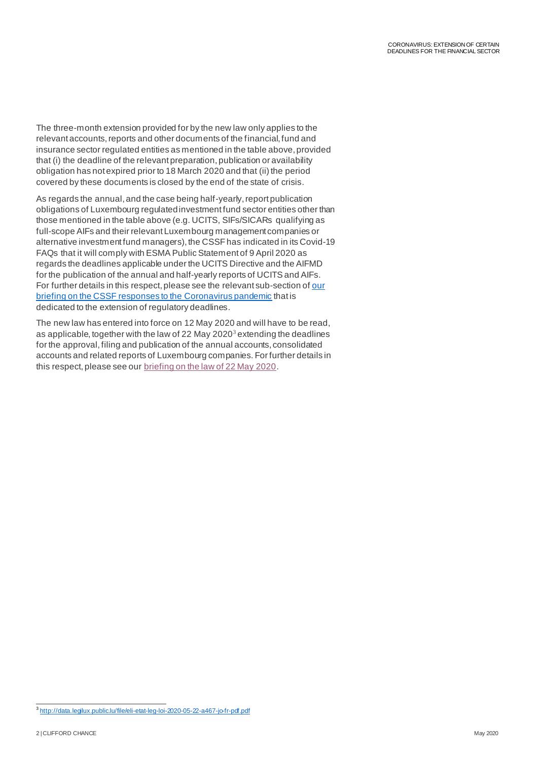The three-month extension provided for by the new law only applies to the relevant accounts, reports and other documents of the financial, fund and insurance sector regulated entities as mentioned in the table above, provided that (i) the deadline of the relevant preparation, publication or availability obligation has not expired prior to 18 March 2020 and that (ii) the period covered by these documents is closed by the end of the state of crisis.

As regards the annual, and the case being half-yearly, report publication obligations of Luxembourg regulated investment fund sector entities other than those mentioned in the table above (e.g. UCITS, SIFs/SICARs qualifying as full-scope AIFs and their relevant Luxembourg management companies or alternative investment fund managers), the CSSF has indicated in its Covid-19 FAQs that it will comply with ESMA Public Statement of 9 April 2020 as regards the deadlines applicable under the UCITS Directive and the AIFMD for the publication of the annual and half-yearly reports of UCITS and AIFs. For further details in this respect, please see the relevant sub-section of [our briefing on the CSSF responses to the Coronavirus pandemic] that is dedicated to the extension of regulatory deadlines.

The new law has entered into force on 12 May 2020 and will have to be read, as applicable, together with the law of 22 May 2020[3] extending the deadlines for the approval, filing and publication of the annual accounts, consolidated accounts and related reports of Luxembourg companies. For further details in this respect, please see our [briefing on the law of 22 May 2020].

---

[3] http://data.legilux.public.lu/file/eli-etat-leg-loi-2020-05-22-a467-jo-fr-pdf.pdf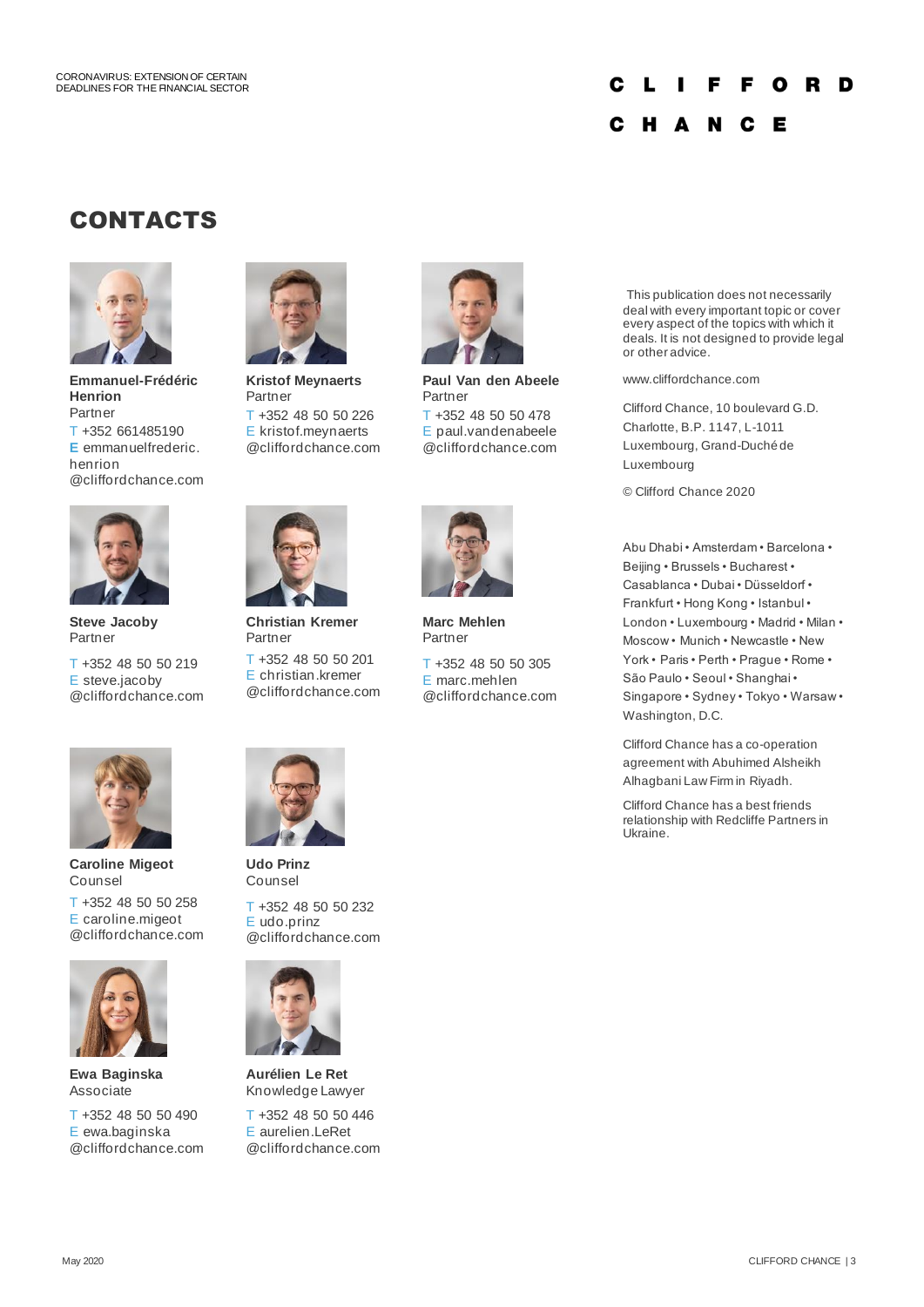# CONTACTS

**Emmanuel-Frédéric Henrion**
Partner
T +352 661485190
E emmanuelfrederic.henrion@cliffordchance.com

**Kristof Meynaerts**
Partner
T +352 48 50 50 226
E kristof.meynaerts@cliffordchance.com

**Paul Van den Abeele**
Partner
T +352 48 50 50 478
E paul.vandenabeele@cliffordchance.com

**Steve Jacoby**
Partner
T +352 48 50 50 219
E steve.jacoby@cliffordchance.com

**Christian Kremer**
Partner
T +352 48 50 50 201
E christian.kremer@cliffordchance.com

**Marc Mehlen**
Partner
T +352 48 50 50 305
E marc.mehlen@cliffordchance.com

**Caroline Migeot**
Counsel
T +352 48 50 50 258
E caroline.migeot@cliffordchance.com

**Udo Prinz**
Counsel
T +352 48 50 50 232
E udo.prinz@cliffordchance.com

**Ewa Baginska**
Associate
T +352 48 50 50 490
E ewa.baginska@cliffordchance.com

**Aurélien Le Ret**
Knowledge Lawyer
T +352 48 50 50 446
E aurelien.LeRet@cliffordchance.com

This publication does not necessarily deal with every important topic or cover every aspect of the topics with which it deals. It is not designed to provide legal or other advice.

www.cliffordchance.com

Clifford Chance, 10 boulevard G.D. Charlotte, B.P. 1147, L-1011 Luxembourg, Grand-Duché de Luxembourg

© Clifford Chance 2020

Abu Dhabi • Amsterdam • Barcelona • Beijing • Brussels • Bucharest • Casablanca • Dubai • Düsseldorf • Frankfurt • Hong Kong • Istanbul • London • Luxembourg • Madrid • Milan • Moscow • Munich • Newcastle • New York • Paris • Perth • Prague • Rome • São Paulo • Seoul • Shanghai • Singapore • Sydney • Tokyo • Warsaw • Washington, D.C.

Clifford Chance has a co-operation agreement with Abuhimed Alsheikh Alhagbani Law Firm in Riyadh.

Clifford Chance has a best friends relationship with Redcliffe Partners in Ukraine.

May 2020